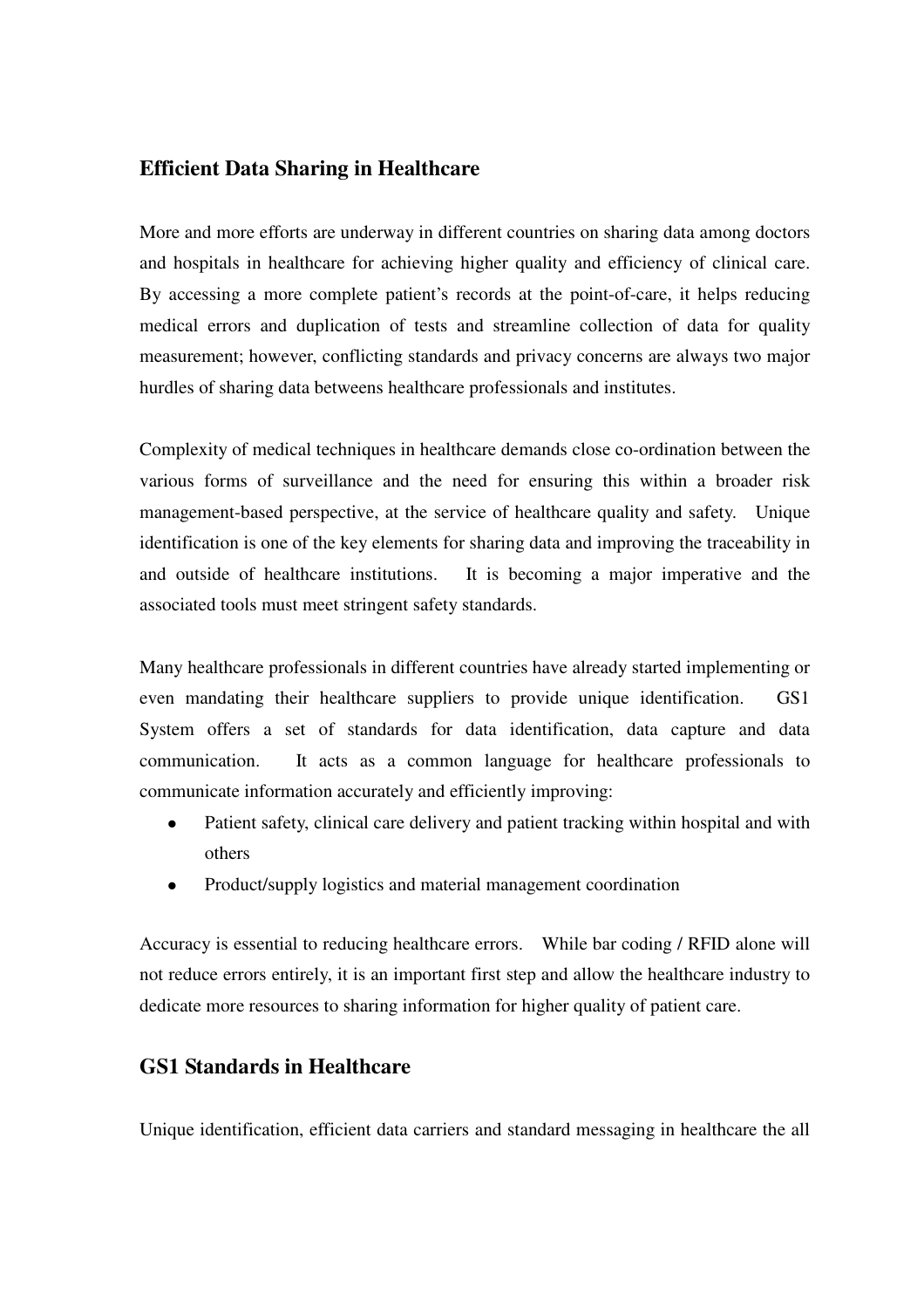## Efficient Data Sharing in Healthcare

More and more efforts are underway in different countries on sharing data among doctors and hospitals in healthcare for achieving higher quality and efficiency of clinical care. By accessing a more complete patient's records at the point-of-care, it helps reducing medical errors and duplication of tests and streamline collection of data for quality measurement; however, conflicting standards and privacy concerns are always two major hurdles of sharing data betweens healthcare professionals and institutes.

Complexity of medical techniques in healthcare demands close co-ordination between the various forms of surveillance and the need for ensuring this within a broader risk management-based perspective, at the service of healthcare quality and safety. Unique identification is one of the key elements for sharing data and improving the traceability in and outside of healthcare institutions. It is becoming a major imperative and the associated tools must meet stringent safety standards.

Many healthcare professionals in different countries have already started implementing or even mandating their healthcare suppliers to provide unique identification. GS1 System offers a set of standards for data identification, data capture and data communication. It acts as a common language for healthcare professionals to communicate information accurately and efficiently improving:

- Patient safety, clinical care delivery and patient tracking within hospital and with others
- Product/supply logistics and material management coordination

Accuracy is essential to reducing healthcare errors. While bar coding / RFID alone will not reduce errors entirely, it is an important first step and allow the healthcare industry to dedicate more resources to sharing information for higher quality of patient care.

## GS1 Standards in Healthcare

Unique identification, efficient data carriers and standard messaging in healthcare the all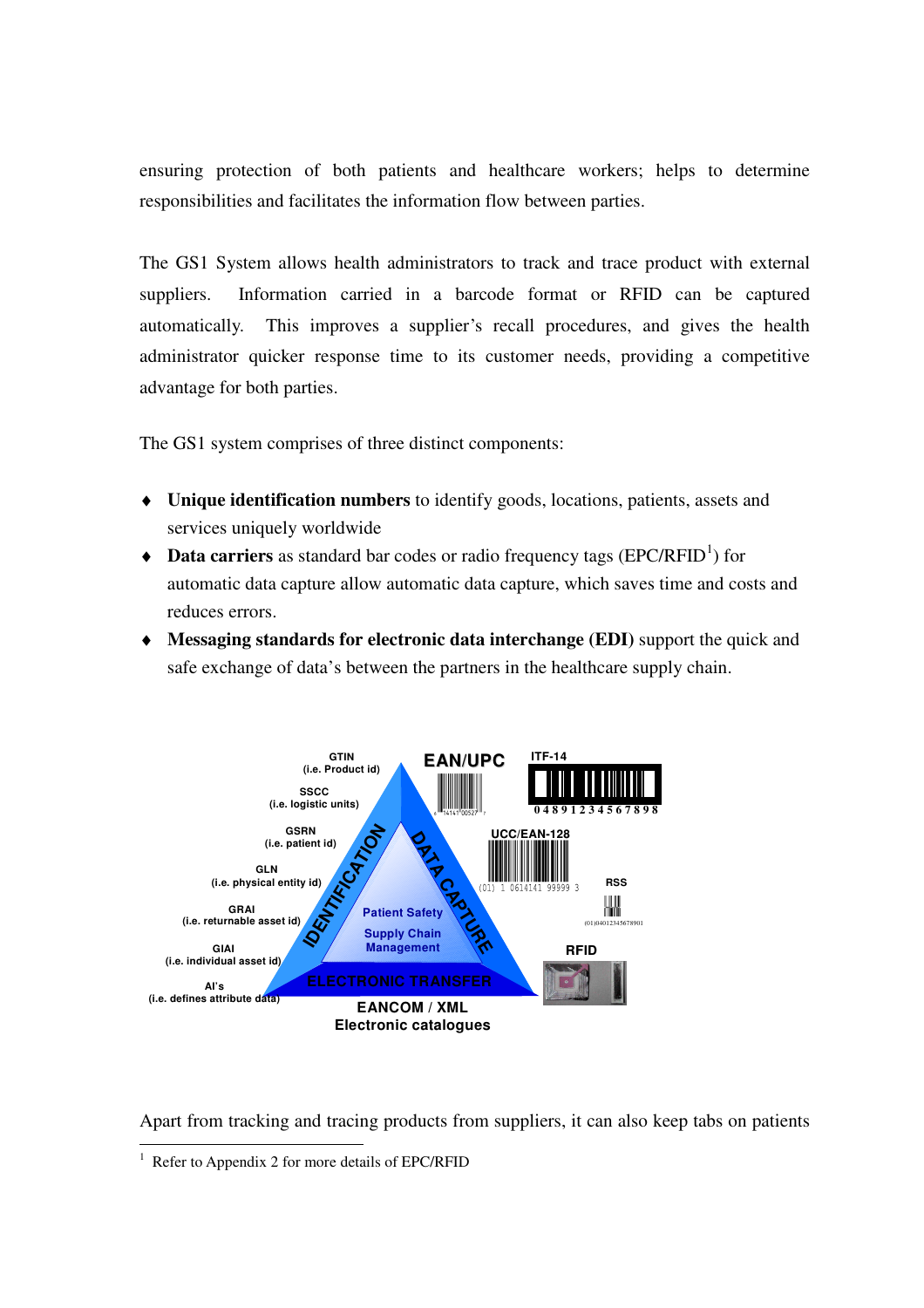ensuring protection of both patients and healthcare workers; helps to determine responsibilities and facilitates the information flow between parties.

The GS1 System allows health administrators to track and trace product with external suppliers. Information carried in a barcode format or RFID can be captured automatically. This improves a supplier's recall procedures, and gives the health administrator quicker response time to its customer needs, providing a competitive advantage for both parties.

The GS1 system comprises of three distinct components:

- **Unique identification numbers** to identify goods, locations, patients, assets and services uniquely worldwide
- **Data carriers** as standard bar codes or radio frequency tags (EPC/RFID[1]) for automatic data capture allow automatic data capture, which saves time and costs and reduces errors.
- **Messaging standards for electronic data interchange (EDI)** support the quick and safe exchange of data's between the partners in the healthcare supply chain.

Apart from tracking and tracing products from suppliers, it can also keep tabs on patients

[1] Refer to Appendix 2 for more details of EPC/RFID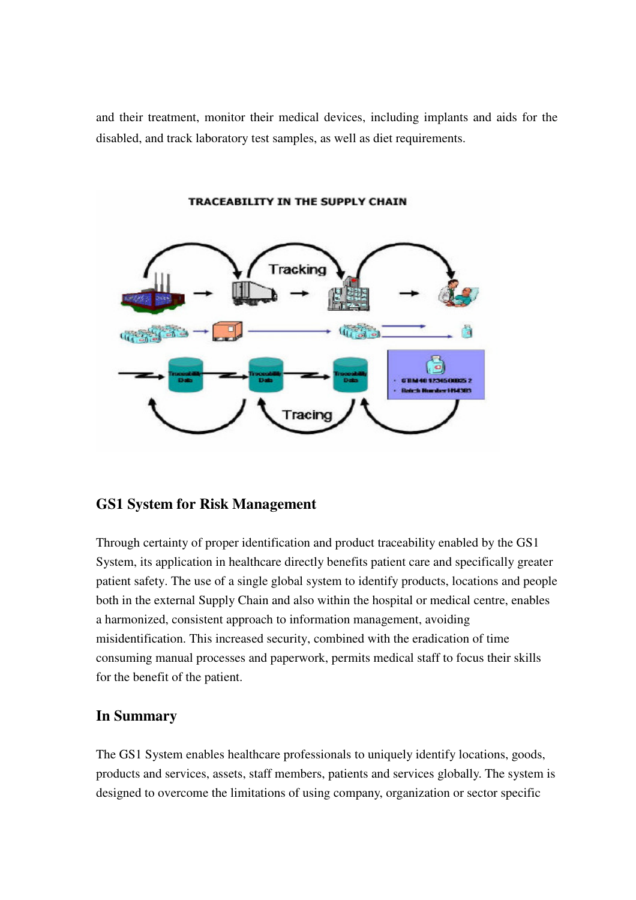and their treatment, monitor their medical devices, including implants and aids for the disabled, and track laboratory test samples, as well as diet requirements.

## GS1 System for Risk Management

Through certainty of proper identification and product traceability enabled by the GS1 System, its application in healthcare directly benefits patient care and specifically greater patient safety. The use of a single global system to identify products, locations and people both in the external Supply Chain and also within the hospital or medical centre, enables a harmonized, consistent approach to information management, avoiding misidentification. This increased security, combined with the eradication of time consuming manual processes and paperwork, permits medical staff to focus their skills for the benefit of the patient.

## In Summary

The GS1 System enables healthcare professionals to uniquely identify locations, goods, products and services, assets, staff members, patients and services globally. The system is designed to overcome the limitations of using company, organization or sector specific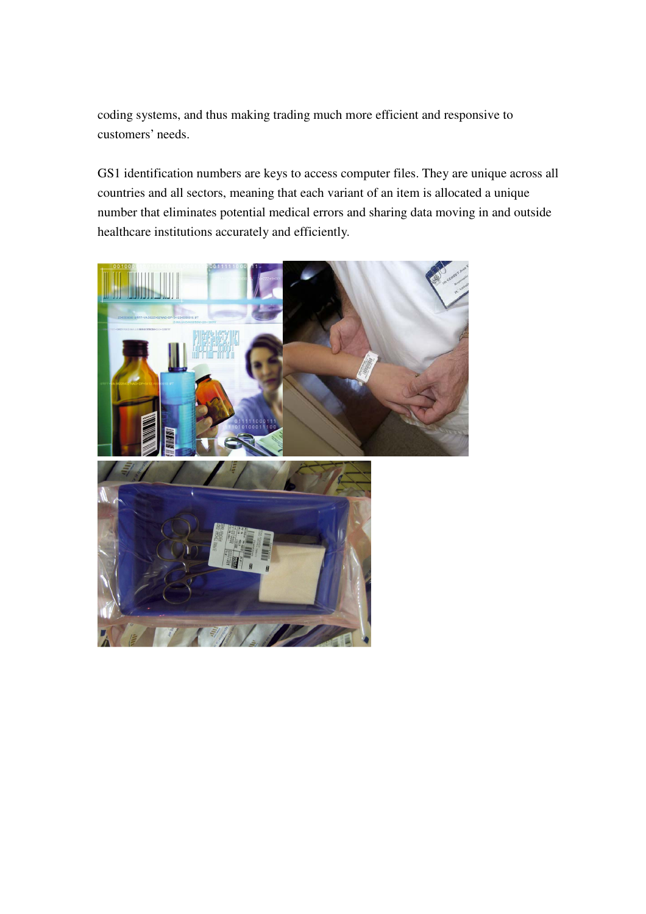coding systems, and thus making trading much more efficient and responsive to customers' needs.

GS1 identification numbers are keys to access computer files. They are unique across all countries and all sectors, meaning that each variant of an item is allocated a unique number that eliminates potential medical errors and sharing data moving in and outside healthcare institutions accurately and efficiently.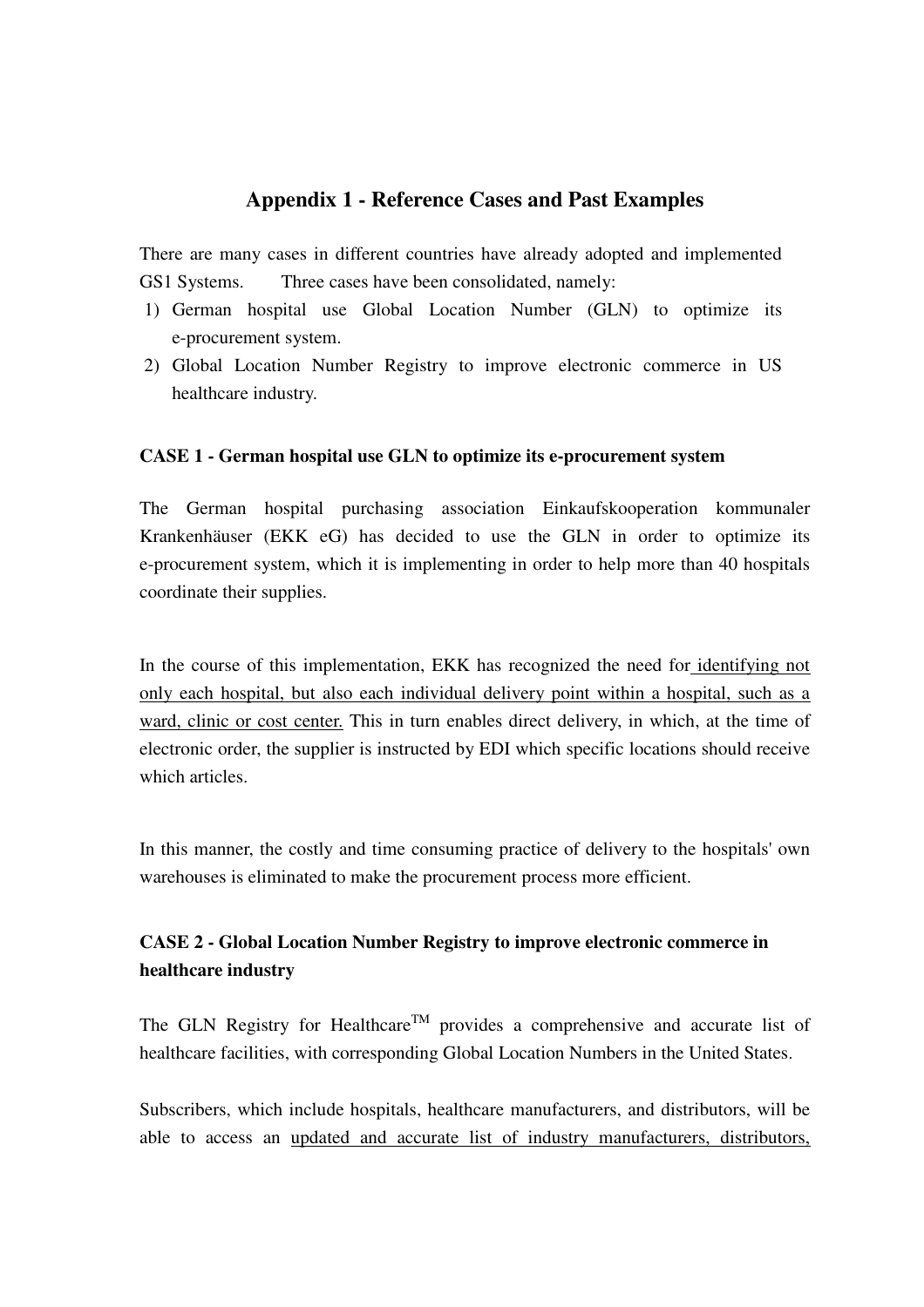# Appendix 1 - Reference Cases and Past Examples

There are many cases in different countries have already adopted and implemented GS1 Systems. Three cases have been consolidated, namely:

1) German hospital use Global Location Number (GLN) to optimize its e-procurement system.
2) Global Location Number Registry to improve electronic commerce in US healthcare industry.

**CASE 1 - German hospital use GLN to optimize its e-procurement system**

The German hospital purchasing association Einkaufskooperation kommunaler Krankenhäuser (EKK eG) has decided to use the GLN in order to optimize its e-procurement system, which it is implementing in order to help more than 40 hospitals coordinate their supplies.

In the course of this implementation, EKK has recognized the need for identifying not only each hospital, but also each individual delivery point within a hospital, such as a ward, clinic or cost center. This in turn enables direct delivery, in which, at the time of electronic order, the supplier is instructed by EDI which specific locations should receive which articles.

In this manner, the costly and time consuming practice of delivery to the hospitals' own warehouses is eliminated to make the procurement process more efficient.

**CASE 2 - Global Location Number Registry to improve electronic commerce in healthcare industry**

The GLN Registry for Healthcare™ provides a comprehensive and accurate list of healthcare facilities, with corresponding Global Location Numbers in the United States.

Subscribers, which include hospitals, healthcare manufacturers, and distributors, will be able to access an updated and accurate list of industry manufacturers, distributors,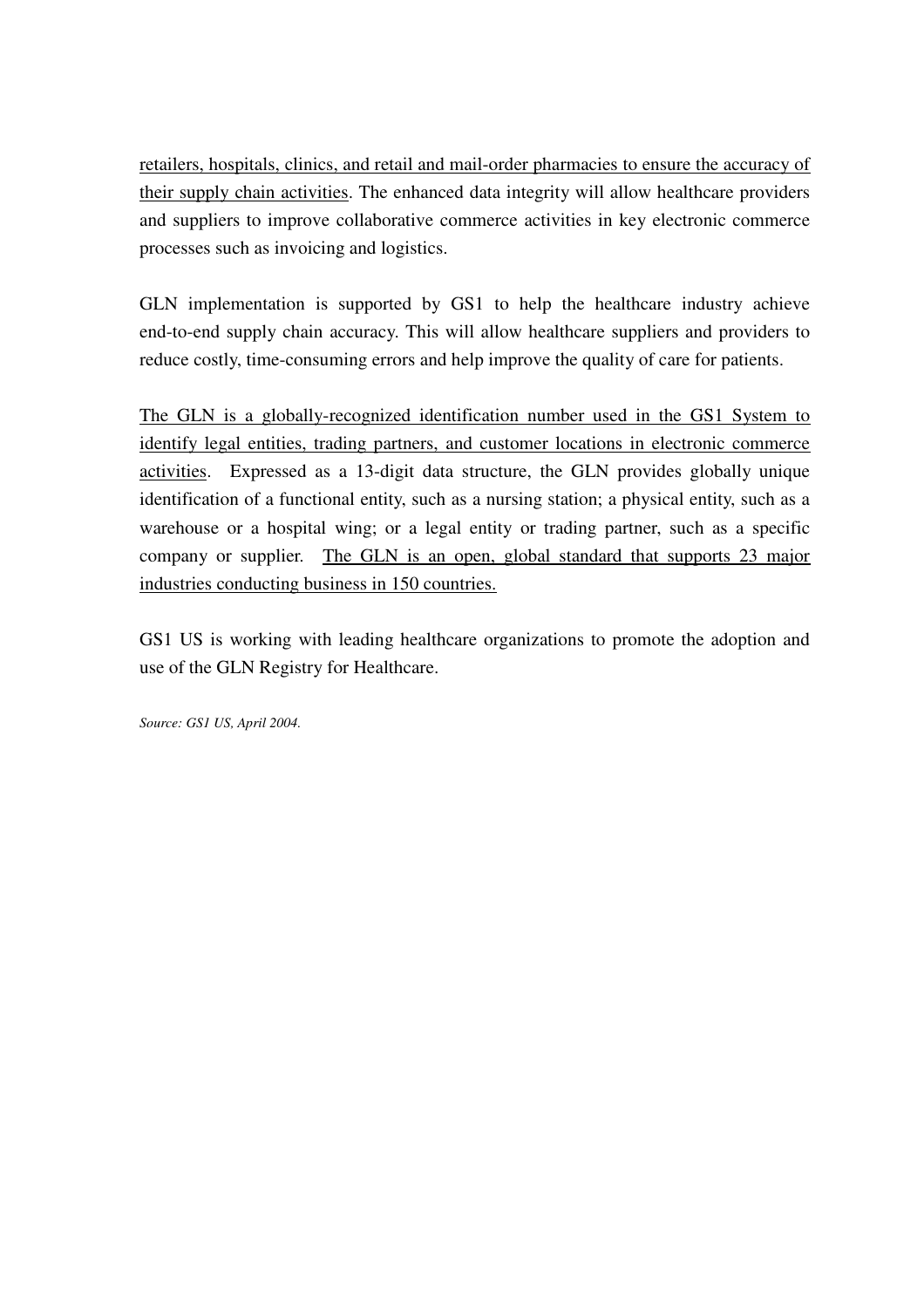retailers, hospitals, clinics, and retail and mail-order pharmacies to ensure the accuracy of their supply chain activities. The enhanced data integrity will allow healthcare providers and suppliers to improve collaborative commerce activities in key electronic commerce processes such as invoicing and logistics.

GLN implementation is supported by GS1 to help the healthcare industry achieve end-to-end supply chain accuracy. This will allow healthcare suppliers and providers to reduce costly, time-consuming errors and help improve the quality of care for patients.

The GLN is a globally-recognized identification number used in the GS1 System to identify legal entities, trading partners, and customer locations in electronic commerce activities. Expressed as a 13-digit data structure, the GLN provides globally unique identification of a functional entity, such as a nursing station; a physical entity, such as a warehouse or a hospital wing; or a legal entity or trading partner, such as a specific company or supplier. The GLN is an open, global standard that supports 23 major industries conducting business in 150 countries.

GS1 US is working with leading healthcare organizations to promote the adoption and use of the GLN Registry for Healthcare.

*Source: GS1 US, April 2004.*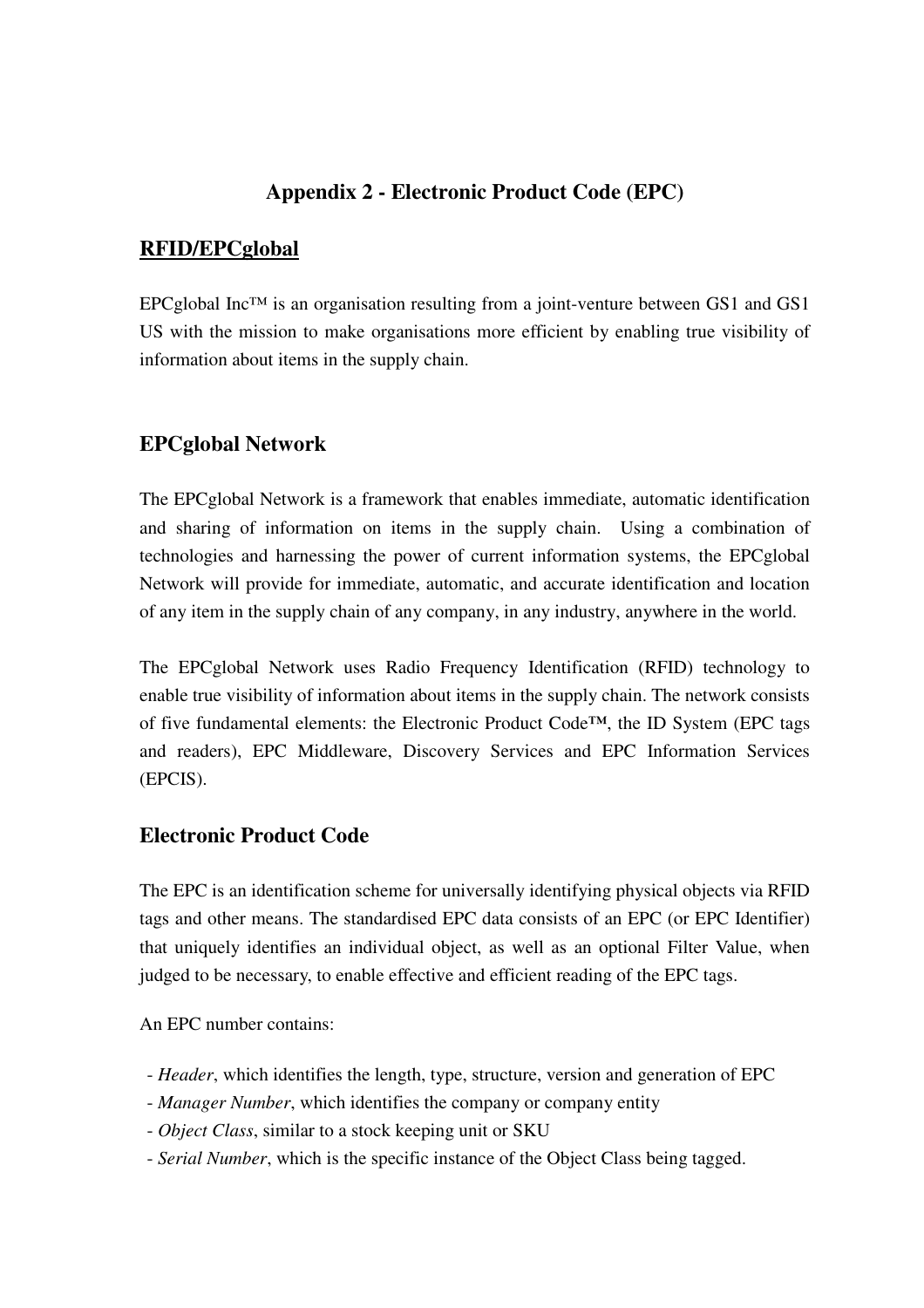# Appendix 2 - Electronic Product Code (EPC)

## RFID/EPCglobal

EPCglobal Inc™ is an organisation resulting from a joint-venture between GS1 and GS1 US with the mission to make organisations more efficient by enabling true visibility of information about items in the supply chain.

## EPCglobal Network

The EPCglobal Network is a framework that enables immediate, automatic identification and sharing of information on items in the supply chain. Using a combination of technologies and harnessing the power of current information systems, the EPCglobal Network will provide for immediate, automatic, and accurate identification and location of any item in the supply chain of any company, in any industry, anywhere in the world.

The EPCglobal Network uses Radio Frequency Identification (RFID) technology to enable true visibility of information about items in the supply chain. The network consists of five fundamental elements: the Electronic Product Code™, the ID System (EPC tags and readers), EPC Middleware, Discovery Services and EPC Information Services (EPCIS).

## Electronic Product Code

The EPC is an identification scheme for universally identifying physical objects via RFID tags and other means. The standardised EPC data consists of an EPC (or EPC Identifier) that uniquely identifies an individual object, as well as an optional Filter Value, when judged to be necessary, to enable effective and efficient reading of the EPC tags.

An EPC number contains:

- *Header*, which identifies the length, type, structure, version and generation of EPC
- *Manager Number*, which identifies the company or company entity
- *Object Class*, similar to a stock keeping unit or SKU
- *Serial Number*, which is the specific instance of the Object Class being tagged.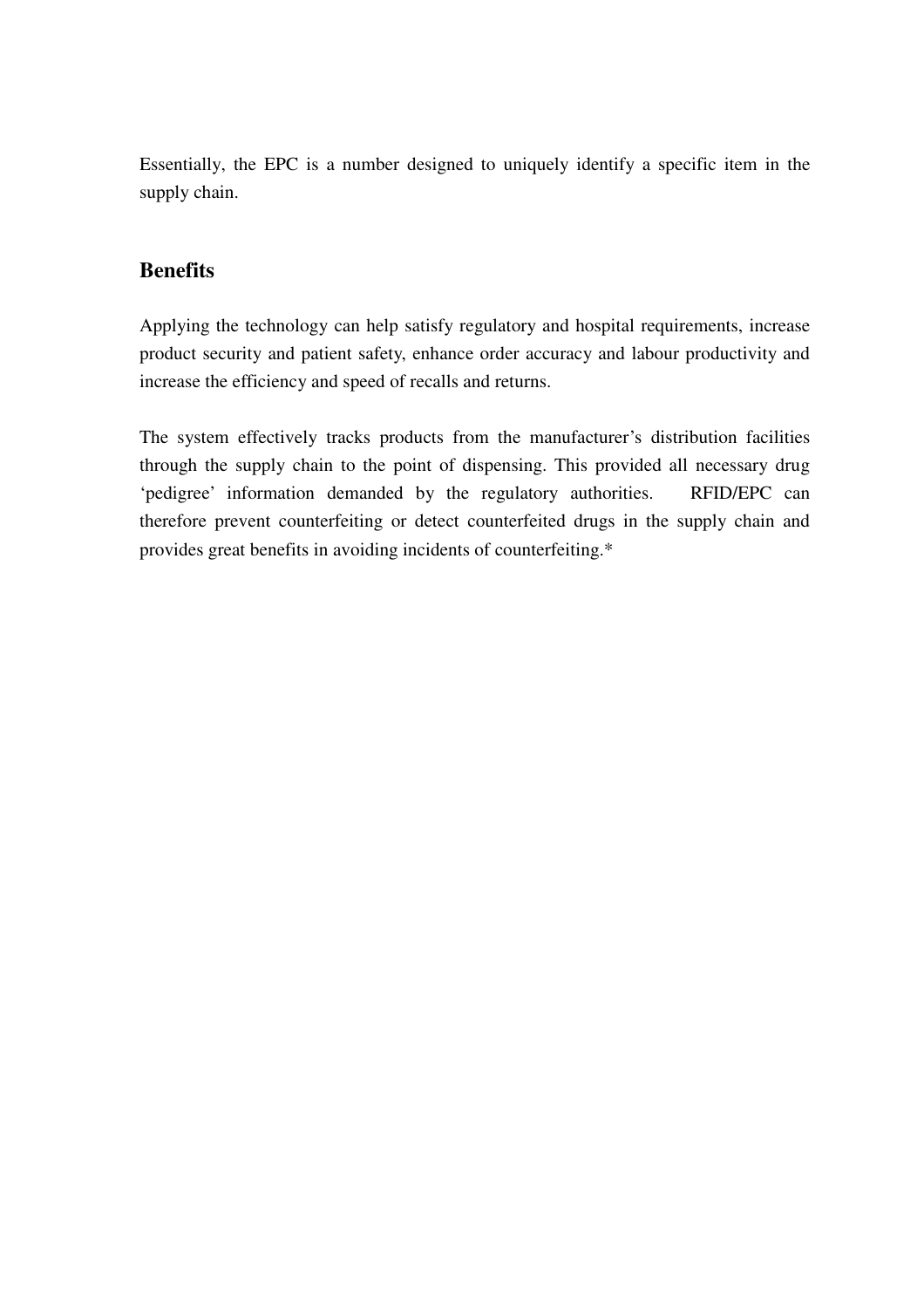Essentially, the EPC is a number designed to uniquely identify a specific item in the supply chain.

## Benefits

Applying the technology can help satisfy regulatory and hospital requirements, increase product security and patient safety, enhance order accuracy and labour productivity and increase the efficiency and speed of recalls and returns.

The system effectively tracks products from the manufacturer's distribution facilities through the supply chain to the point of dispensing. This provided all necessary drug 'pedigree' information demanded by the regulatory authorities. RFID/EPC can therefore prevent counterfeiting or detect counterfeited drugs in the supply chain and provides great benefits in avoiding incidents of counterfeiting.*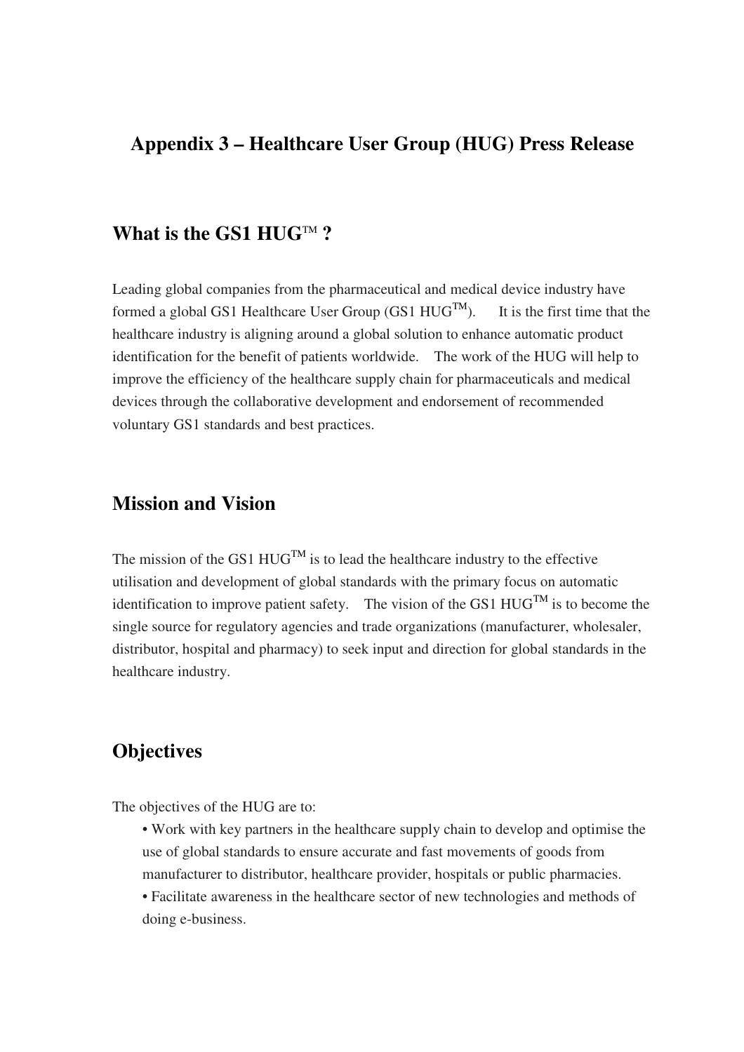# Appendix 3 – Healthcare User Group (HUG) Press Release

## What is the GS1 HUG™ ?

Leading global companies from the pharmaceutical and medical device industry have formed a global GS1 Healthcare User Group (GS1 HUG™). It is the first time that the healthcare industry is aligning around a global solution to enhance automatic product identification for the benefit of patients worldwide. The work of the HUG will help to improve the efficiency of the healthcare supply chain for pharmaceuticals and medical devices through the collaborative development and endorsement of recommended voluntary GS1 standards and best practices.

## Mission and Vision

The mission of the GS1 HUG™ is to lead the healthcare industry to the effective utilisation and development of global standards with the primary focus on automatic identification to improve patient safety. The vision of the GS1 HUG™ is to become the single source for regulatory agencies and trade organizations (manufacturer, wholesaler, distributor, hospital and pharmacy) to seek input and direction for global standards in the healthcare industry.

## Objectives

The objectives of the HUG are to:

- Work with key partners in the healthcare supply chain to develop and optimise the use of global standards to ensure accurate and fast movements of goods from manufacturer to distributor, healthcare provider, hospitals or public pharmacies.
- Facilitate awareness in the healthcare sector of new technologies and methods of doing e-business.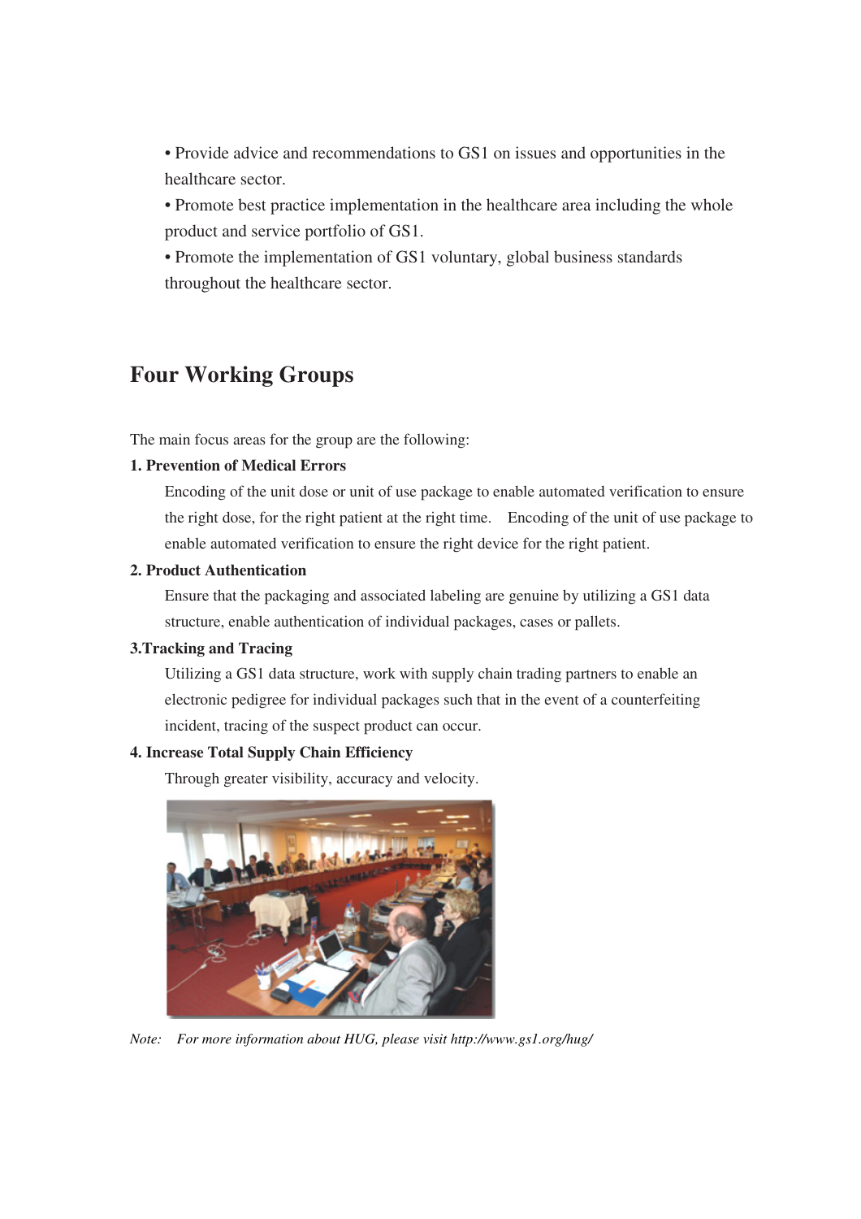- Provide advice and recommendations to GS1 on issues and opportunities in the healthcare sector.
- Promote best practice implementation in the healthcare area including the whole product and service portfolio of GS1.
- Promote the implementation of GS1 voluntary, global business standards throughout the healthcare sector.

## Four Working Groups

The main focus areas for the group are the following:

**1. Prevention of Medical Errors**

Encoding of the unit dose or unit of use package to enable automated verification to ensure the right dose, for the right patient at the right time. Encoding of the unit of use package to enable automated verification to ensure the right device for the right patient.

**2. Product Authentication**

Ensure that the packaging and associated labeling are genuine by utilizing a GS1 data structure, enable authentication of individual packages, cases or pallets.

**3.Tracking and Tracing**

Utilizing a GS1 data structure, work with supply chain trading partners to enable an electronic pedigree for individual packages such that in the event of a counterfeiting incident, tracing of the suspect product can occur.

**4. Increase Total Supply Chain Efficiency**

Through greater visibility, accuracy and velocity.

*Note: For more information about HUG, please visit http://www.gs1.org/hug/*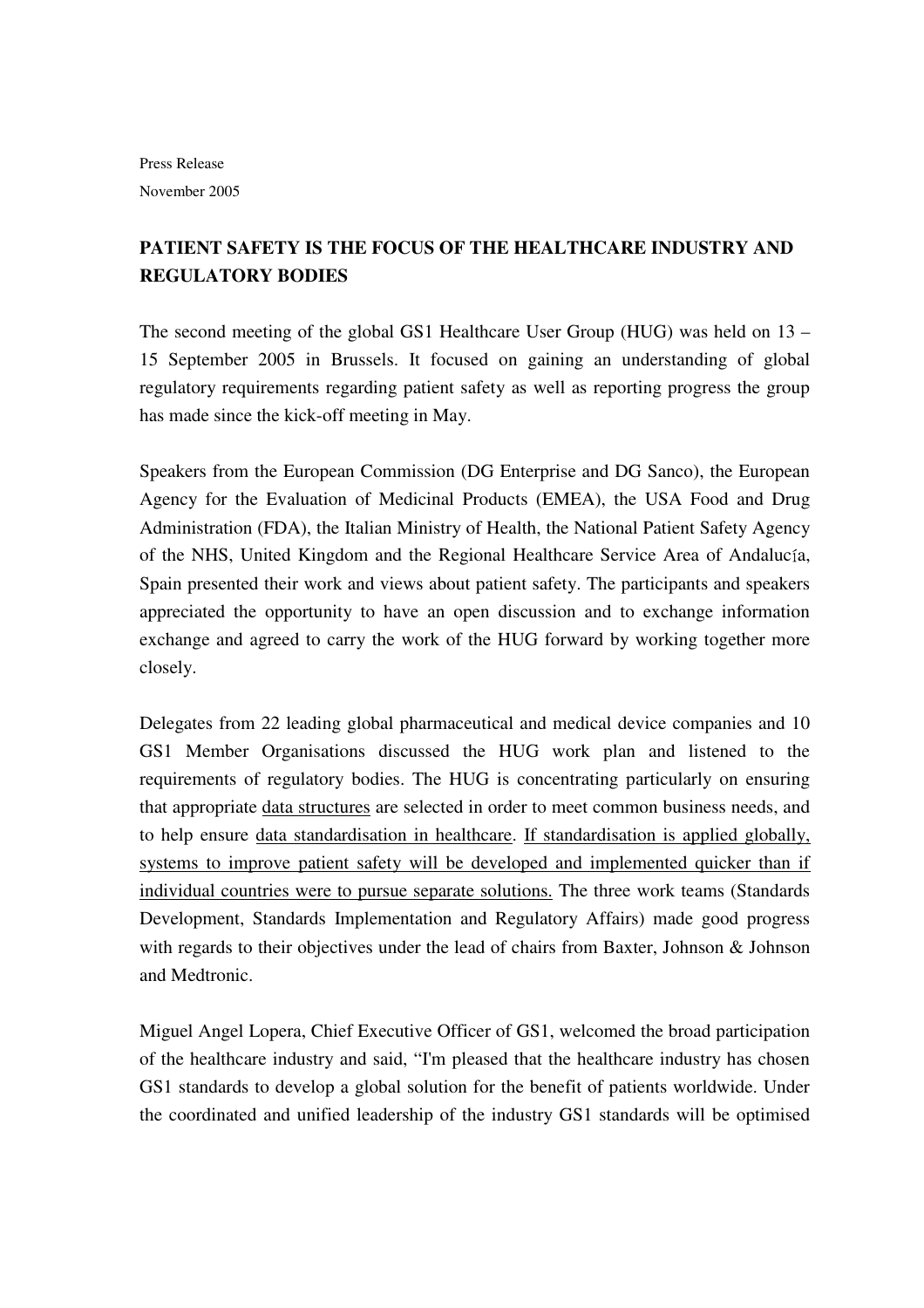Press Release

November 2005

## PATIENT SAFETY IS THE FOCUS OF THE HEALTHCARE INDUSTRY AND REGULATORY BODIES

The second meeting of the global GS1 Healthcare User Group (HUG) was held on 13 – 15 September 2005 in Brussels. It focused on gaining an understanding of global regulatory requirements regarding patient safety as well as reporting progress the group has made since the kick-off meeting in May.

Speakers from the European Commission (DG Enterprise and DG Sanco), the European Agency for the Evaluation of Medicinal Products (EMEA), the USA Food and Drug Administration (FDA), the Italian Ministry of Health, the National Patient Safety Agency of the NHS, United Kingdom and the Regional Healthcare Service Area of Andalucía, Spain presented their work and views about patient safety. The participants and speakers appreciated the opportunity to have an open discussion and to exchange information exchange and agreed to carry the work of the HUG forward by working together more closely.

Delegates from 22 leading global pharmaceutical and medical device companies and 10 GS1 Member Organisations discussed the HUG work plan and listened to the requirements of regulatory bodies. The HUG is concentrating particularly on ensuring that appropriate data structures are selected in order to meet common business needs, and to help ensure data standardisation in healthcare. If standardisation is applied globally, systems to improve patient safety will be developed and implemented quicker than if individual countries were to pursue separate solutions. The three work teams (Standards Development, Standards Implementation and Regulatory Affairs) made good progress with regards to their objectives under the lead of chairs from Baxter, Johnson & Johnson and Medtronic.

Miguel Angel Lopera, Chief Executive Officer of GS1, welcomed the broad participation of the healthcare industry and said, "I'm pleased that the healthcare industry has chosen GS1 standards to develop a global solution for the benefit of patients worldwide. Under the coordinated and unified leadership of the industry GS1 standards will be optimised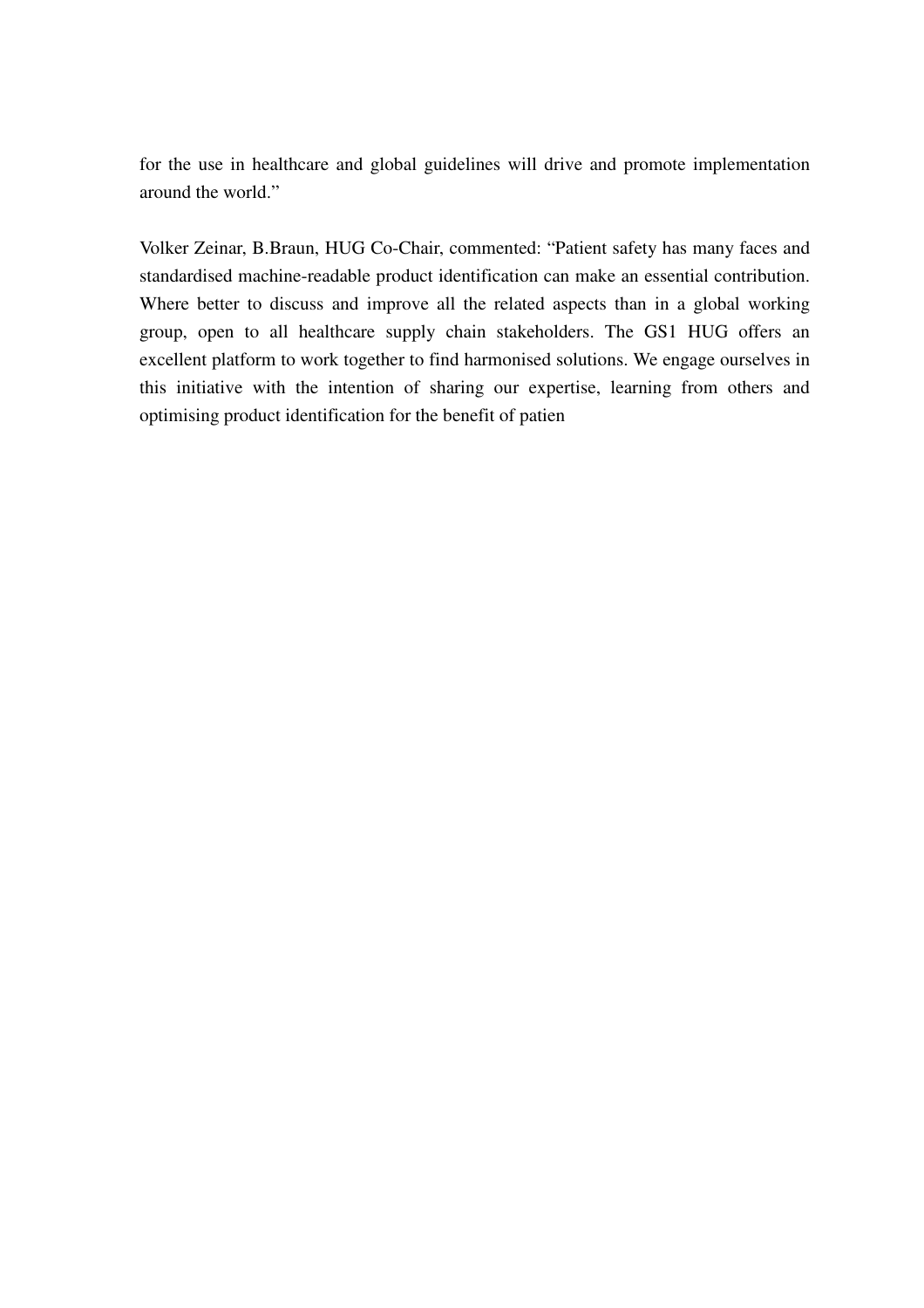for the use in healthcare and global guidelines will drive and promote implementation around the world."

Volker Zeinar, B.Braun, HUG Co-Chair, commented: "Patient safety has many faces and standardised machine-readable product identification can make an essential contribution. Where better to discuss and improve all the related aspects than in a global working group, open to all healthcare supply chain stakeholders. The GS1 HUG offers an excellent platform to work together to find harmonised solutions. We engage ourselves in this initiative with the intention of sharing our expertise, learning from others and optimising product identification for the benefit of patien